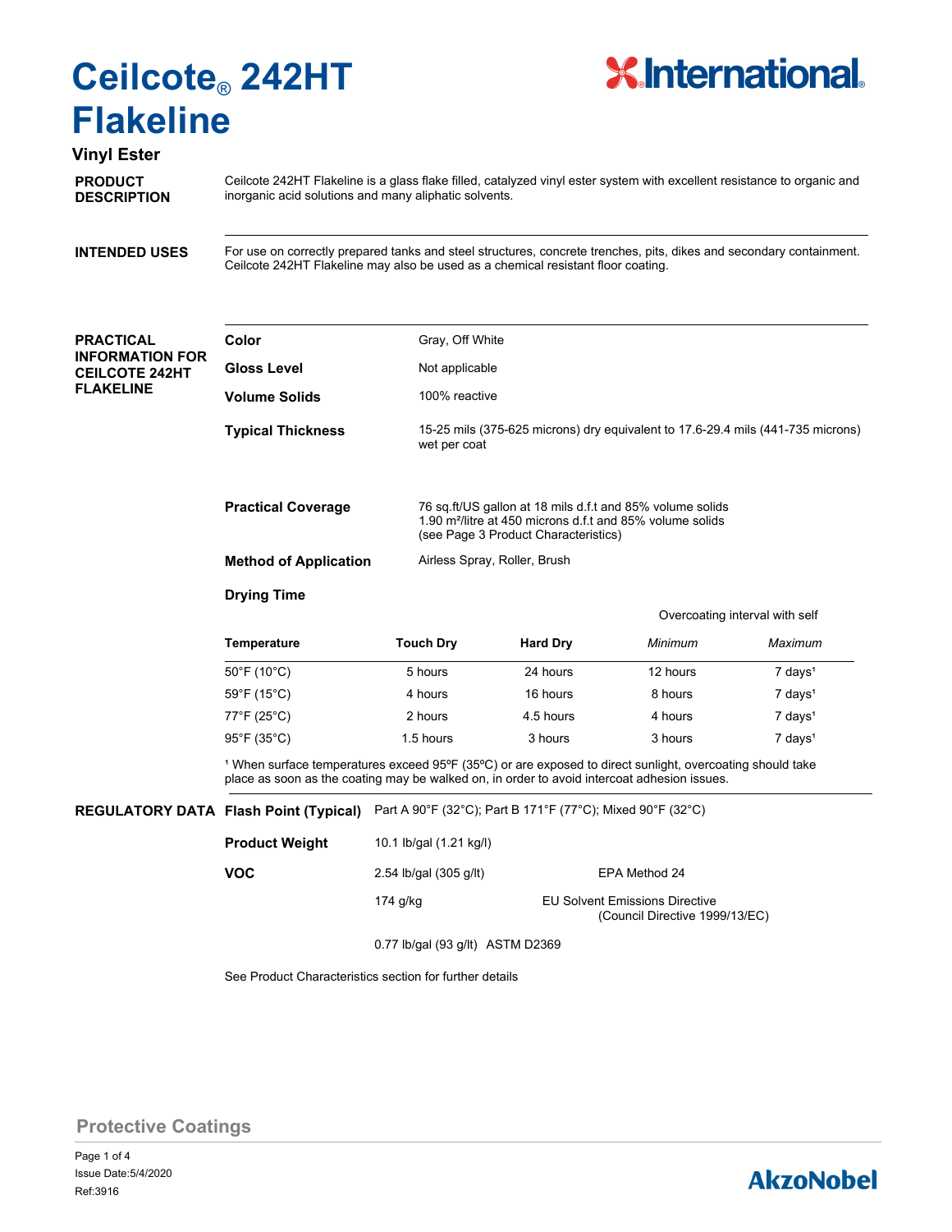# Ceilcote® 242HT Flakeline

**Vinyl Ester**

International

## PRODUCT DESCRIPTION

Ceilcote 242HT Flakeline is a glass flake filled, catalyzed vinyl ester system with excellent resistance to organic and inorganic acid solutions and many aliphatic solvents.

## INTENDED USES

For use on correctly prepared tanks and steel structures, concrete trenches, pits, dikes and secondary containment. Ceilcote 242HT Flakeline may also be used as a chemical resistant floor coating.

## PRACTICAL INFORMATION FOR CEILCOTE 242HT FLAKELINE

**Color** Gray, Off White

**Gloss Level** Not applicable

**Volume Solids** 100% reactive

**Typical Thickness** 15-25 mils (375-625 microns) dry equivalent to 17.6-29.4 mils (441-735 microns) wet per coat

**Practical Coverage** 76 sq.ft/US gallon at 18 mils d.f.t and 85% volume solids
1.90 m²/litre at 450 microns d.f.t and 85% volume solids
(see Page 3 Product Characteristics)

**Method of Application** Airless Spray, Roller, Brush

**Drying Time**

| | | | Overcoating interval with self | |
|---|---|---|---|---|
| **Temperature** | **Touch Dry** | **Hard Dry** | *Minimum* | *Maximum* |
| 50°F (10°C) | 5 hours | 24 hours | 12 hours | 7 days[1] |
| 59°F (15°C) | 4 hours | 16 hours | 8 hours | 7 days[1] |
| 77°F (25°C) | 2 hours | 4.5 hours | 4 hours | 7 days[1] |
| 95°F (35°C) | 1.5 hours | 3 hours | 3 hours | 7 days[1] |

[1] When surface temperatures exceed 95ºF (35ºC) or are exposed to direct sunlight, overcoating should take place as soon as the coating may be walked on, in order to avoid intercoat adhesion issues.

## REGULATORY DATA

**Flash Point (Typical)** Part A 90°F (32°C); Part B 171°F (77°C); Mixed 90°F (32°C)

**Product Weight** 10.1 lb/gal (1.21 kg/l)

**VOC**

2.54 lb/gal (305 g/lt) — EPA Method 24

174 g/kg — EU Solvent Emissions Directive (Council Directive 1999/13/EC)

0.77 lb/gal (93 g/lt) ASTM D2369

See Product Characteristics section for further details

Protective Coatings

Issue Date:5/4/2020
Ref:3916

AkzoNobel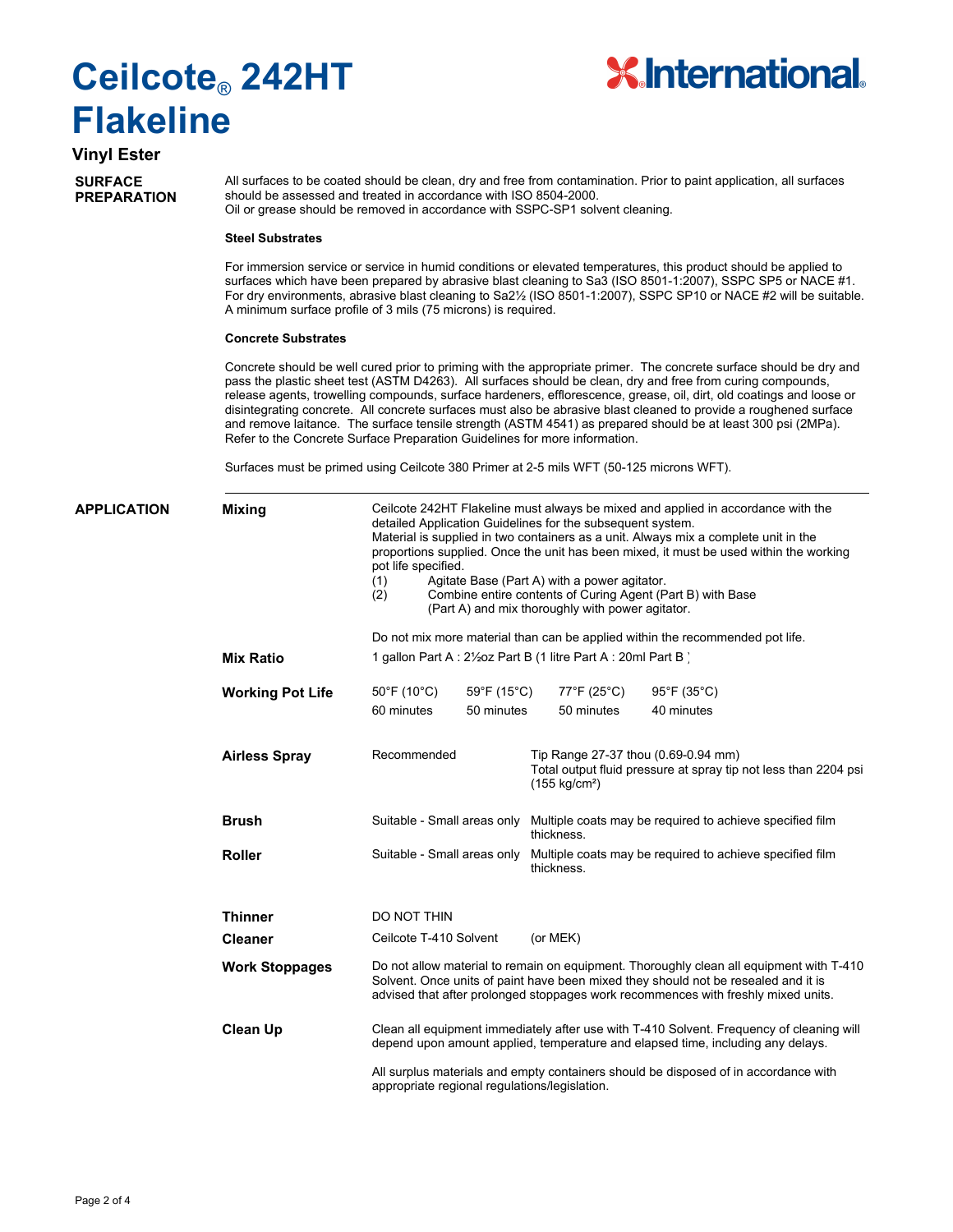# Ceilcote® 242HT Flakeline

**Vinyl Ester**

## SURFACE PREPARATION

All surfaces to be coated should be clean, dry and free from contamination. Prior to paint application, all surfaces should be assessed and treated in accordance with ISO 8504-2000.
Oil or grease should be removed in accordance with SSPC-SP1 solvent cleaning.

**Steel Substrates**

For immersion service or service in humid conditions or elevated temperatures, this product should be applied to surfaces which have been prepared by abrasive blast cleaning to Sa3 (ISO 8501-1:2007), SSPC SP5 or NACE #1. For dry environments, abrasive blast cleaning to Sa2½ (ISO 8501-1:2007), SSPC SP10 or NACE #2 will be suitable. A minimum surface profile of 3 mils (75 microns) is required.

**Concrete Substrates**

Concrete should be well cured prior to priming with the appropriate primer. The concrete surface should be dry and pass the plastic sheet test (ASTM D4263). All surfaces should be clean, dry and free from curing compounds, release agents, trowelling compounds, surface hardeners, efflorescence, grease, oil, dirt, old coatings and loose or disintegrating concrete. All concrete surfaces must also be abrasive blast cleaned to provide a roughened surface and remove laitance. The surface tensile strength (ASTM 4541) as prepared should be at least 300 psi (2MPa). Refer to the Concrete Surface Preparation Guidelines for more information.

Surfaces must be primed using Ceilcote 380 Primer at 2-5 mils WFT (50-125 microns WFT).

## APPLICATION

**Mixing**

Ceilcote 242HT Flakeline must always be mixed and applied in accordance with the detailed Application Guidelines for the subsequent system.
Material is supplied in two containers as a unit. Always mix a complete unit in the proportions supplied. Once the unit has been mixed, it must be used within the working pot life specified.

(1) Agitate Base (Part A) with a power agitator.
(2) Combine entire contents of Curing Agent (Part B) with Base (Part A) and mix thoroughly with power agitator.

Do not mix more material than can be applied within the recommended pot life.

**Mix Ratio**

1 gallon Part A : 2½oz Part B (1 litre Part A : 20ml Part B )

**Working Pot Life**

| 50°F (10°C) | 59°F (15°C) | 77°F (25°C) | 95°F (35°C) |
|---|---|---|---|
| 60 minutes | 50 minutes | 50 minutes | 40 minutes |

**Airless Spray**

Recommended — Tip Range 27-37 thou (0.69-0.94 mm)
Total output fluid pressure at spray tip not less than 2204 psi (155 kg/cm²)

**Brush**

Suitable - Small areas only — Multiple coats may be required to achieve specified film thickness.

**Roller**

Suitable - Small areas only — Multiple coats may be required to achieve specified film thickness.

**Thinner**

DO NOT THIN

**Cleaner**

Ceilcote T-410 Solvent (or MEK)

**Work Stoppages**

Do not allow material to remain on equipment. Thoroughly clean all equipment with T-410 Solvent. Once units of paint have been mixed they should not be resealed and it is advised that after prolonged stoppages work recommences with freshly mixed units.

**Clean Up**

Clean all equipment immediately after use with T-410 Solvent. Frequency of cleaning will depend upon amount applied, temperature and elapsed time, including any delays.

All surplus materials and empty containers should be disposed of in accordance with appropriate regional regulations/legislation.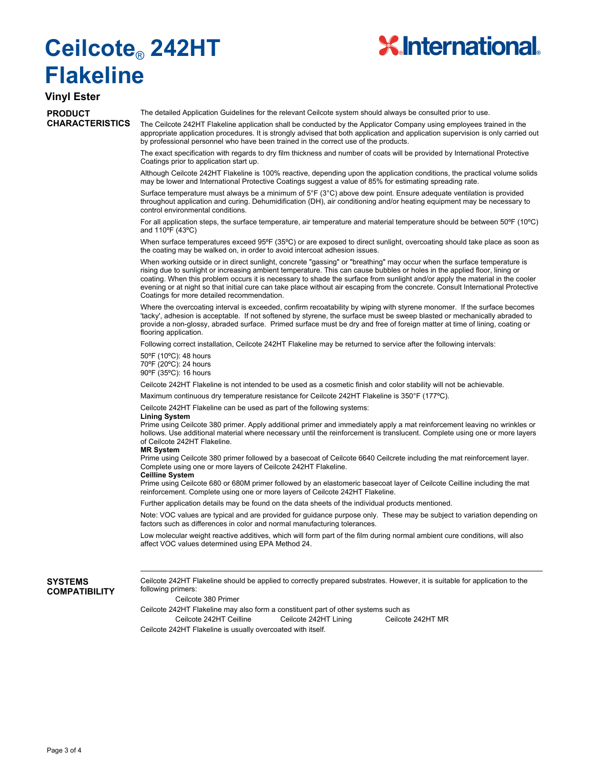# Ceilcote® 242HT Flakeline

## Vinyl Ester

### PRODUCT CHARACTERISTICS

The detailed Application Guidelines for the relevant Ceilcote system should always be consulted prior to use.

The Ceilcote 242HT Flakeline application shall be conducted by the Applicator Company using employees trained in the appropriate application procedures. It is strongly advised that both application and application supervision is only carried out by professional personnel who have been trained in the correct use of the products.

The exact specification with regards to dry film thickness and number of coats will be provided by International Protective Coatings prior to application start up.

Although Ceilcote 242HT Flakeline is 100% reactive, depending upon the application conditions, the practical volume solids may be lower and International Protective Coatings suggest a value of 85% for estimating spreading rate.

Surface temperature must always be a minimum of 5°F (3°C) above dew point. Ensure adequate ventilation is provided throughout application and curing. Dehumidification (DH), air conditioning and/or heating equipment may be necessary to control environmental conditions.

For all application steps, the surface temperature, air temperature and material temperature should be between 50ºF (10ºC) and 110ºF (43ºC)

When surface temperatures exceed 95ºF (35ºC) or are exposed to direct sunlight, overcoating should take place as soon as the coating may be walked on, in order to avoid intercoat adhesion issues.

When working outside or in direct sunlight, concrete "gassing" or "breathing" may occur when the surface temperature is rising due to sunlight or increasing ambient temperature. This can cause bubbles or holes in the applied floor, lining or coating. When this problem occurs it is necessary to shade the surface from sunlight and/or apply the material in the cooler evening or at night so that initial cure can take place without air escaping from the concrete. Consult International Protective Coatings for more detailed recommendation.

Where the overcoating interval is exceeded, confirm recoatability by wiping with styrene monomer. If the surface becomes 'tacky', adhesion is acceptable. If not softened by styrene, the surface must be sweep blasted or mechanically abraded to provide a non-glossy, abraded surface. Primed surface must be dry and free of foreign matter at time of lining, coating or flooring application.

Following correct installation, Ceilcote 242HT Flakeline may be returned to service after the following intervals:

50ºF (10ºC): 48 hours
70ºF (20ºC): 24 hours
90ºF (35ºC): 16 hours

Ceilcote 242HT Flakeline is not intended to be used as a cosmetic finish and color stability will not be achievable.

Maximum continuous dry temperature resistance for Ceilcote 242HT Flakeline is 350°F (177ºC).

Ceilcote 242HT Flakeline can be used as part of the following systems:

**Lining System**
Prime using Ceilcote 380 primer. Apply additional primer and immediately apply a mat reinforcement leaving no wrinkles or hollows. Use additional material where necessary until the reinforcement is translucent. Complete using one or more layers of Ceilcote 242HT Flakeline.

**MR System**
Prime using Ceilcote 380 primer followed by a basecoat of Ceilcote 6640 Ceilcrete including the mat reinforcement layer. Complete using one or more layers of Ceilcote 242HT Flakeline.

**Ceilline System**
Prime using Ceilcote 680 or 680M primer followed by an elastomeric basecoat layer of Ceilcote Ceilline including the mat reinforcement. Complete using one or more layers of Ceilcote 242HT Flakeline.

Further application details may be found on the data sheets of the individual products mentioned.

Note: VOC values are typical and are provided for guidance purpose only. These may be subject to variation depending on factors such as differences in color and normal manufacturing tolerances.

Low molecular weight reactive additives, which will form part of the film during normal ambient cure conditions, will also affect VOC values determined using EPA Method 24.

### SYSTEMS COMPATIBILITY

Ceilcote 242HT Flakeline should be applied to correctly prepared substrates. However, it is suitable for application to the following primers:

Ceilcote 380 Primer

Ceilcote 242HT Flakeline may also form a constituent part of other systems such as

Ceilcote 242HT Ceilline    Ceilcote 242HT Lining    Ceilcote 242HT MR

Ceilcote 242HT Flakeline is usually overcoated with itself.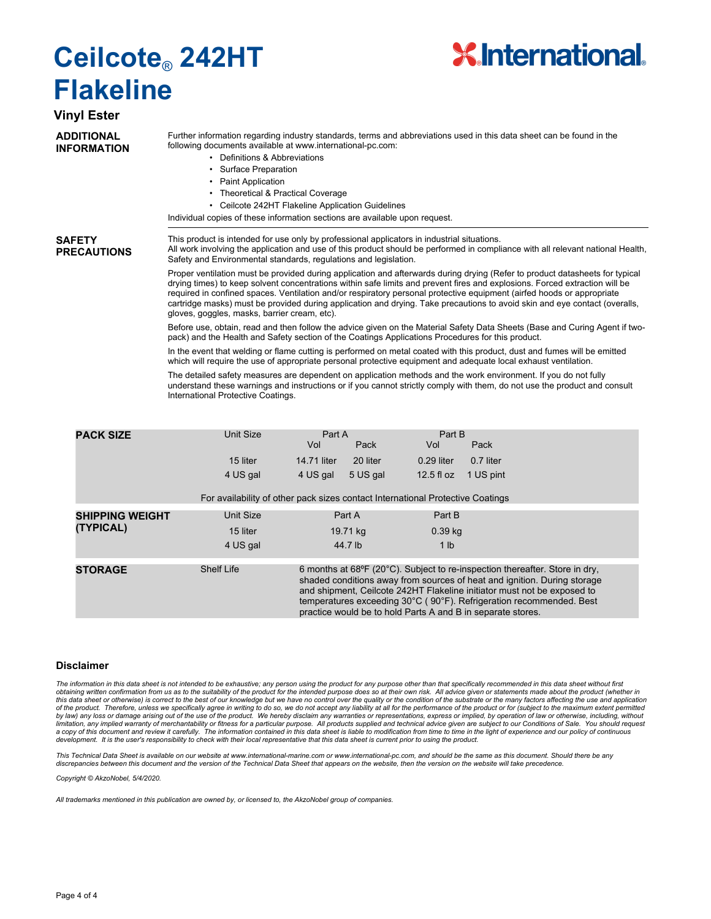# Ceilcote® 242HT Flakeline

## Vinyl Ester

**ADDITIONAL INFORMATION**

Further information regarding industry standards, terms and abbreviations used in this data sheet can be found in the following documents available at www.international-pc.com:

- Definitions & Abbreviations
- Surface Preparation
- Paint Application
- Theoretical & Practical Coverage
- Ceilcote 242HT Flakeline Application Guidelines

Individual copies of these information sections are available upon request.

**SAFETY PRECAUTIONS**

This product is intended for use only by professional applicators in industrial situations.
All work involving the application and use of this product should be performed in compliance with all relevant national Health, Safety and Environmental standards, regulations and legislation.

Proper ventilation must be provided during application and afterwards during drying (Refer to product datasheets for typical drying times) to keep solvent concentrations within safe limits and prevent fires and explosions. Forced extraction will be required in confined spaces. Ventilation and/or respiratory personal protective equipment (airfed hoods or appropriate cartridge masks) must be provided during application and drying. Take precautions to avoid skin and eye contact (overalls, gloves, goggles, masks, barrier cream, etc).

Before use, obtain, read and then follow the advice given on the Material Safety Data Sheets (Base and Curing Agent if two-pack) and the Health and Safety section of the Coatings Applications Procedures for this product.

In the event that welding or flame cutting is performed on metal coated with this product, dust and fumes will be emitted which will require the use of appropriate personal protective equipment and adequate local exhaust ventilation.

The detailed safety measures are dependent on application methods and the work environment. If you do not fully understand these warnings and instructions or if you cannot strictly comply with them, do not use the product and consult International Protective Coatings.

**PACK SIZE**

| Unit Size | Part A | | Part B | |
|---|---|---|---|---|
| | Vol | Pack | Vol | Pack |
| 15 liter | 14.71 liter | 20 liter | 0.29 liter | 0.7 liter |
| 4 US gal | 4 US gal | 5 US gal | 12.5 fl oz | 1 US pint |

For availability of other pack sizes contact International Protective Coatings

**SHIPPING WEIGHT (TYPICAL)**

| Unit Size | Part A | Part B |
|---|---|---|
| 15 liter | 19.71 kg | 0.39 kg |
| 4 US gal | 44.7 lb | 1 lb |

**STORAGE**

| | |
|---|---|
| Shelf Life | 6 months at 68ºF (20°C). Subject to re-inspection thereafter. Store in dry, shaded conditions away from sources of heat and ignition. During storage and shipment, Ceilcote 242HT Flakeline initiator must not be exposed to temperatures exceeding 30°C ( 90°F). Refrigeration recommended. Best practice would be to hold Parts A and B in separate stores. |

### Disclaimer

*The information in this data sheet is not intended to be exhaustive; any person using the product for any purpose other than that specifically recommended in this data sheet without first obtaining written confirmation from us as to the suitability of the product for the intended purpose does so at their own risk. All advice given or statements made about the product (whether in this data sheet or otherwise) is correct to the best of our knowledge but we have no control over the quality or the condition of the substrate or the many factors affecting the use and application of the product. Therefore, unless we specifically agree in writing to do so, we do not accept any liability at all for the performance of the product or for (subject to the maximum extent permitted by law) any loss or damage arising out of the use of the product. We hereby disclaim any warranties or representations, express or implied, by operation of law or otherwise, including, without limitation, any implied warranty of merchantability or fitness for a particular purpose. All products supplied and technical advice given are subject to our Conditions of Sale. You should request a copy of this document and review it carefully. The information contained in this data sheet is liable to modification from time to time in the light of experience and our policy of continuous development. It is the user's responsibility to check with their local representative that this data sheet is current prior to using the product.*

*This Technical Data Sheet is available on our website at www.international-marine.com or www.international-pc.com, and should be the same as this document. Should there be any discrepancies between this document and the version of the Technical Data Sheet that appears on the website, then the version on the website will take precedence.*

*Copyright © AkzoNobel, 5/4/2020.*

*All trademarks mentioned in this publication are owned by, or licensed to, the AkzoNobel group of companies.*